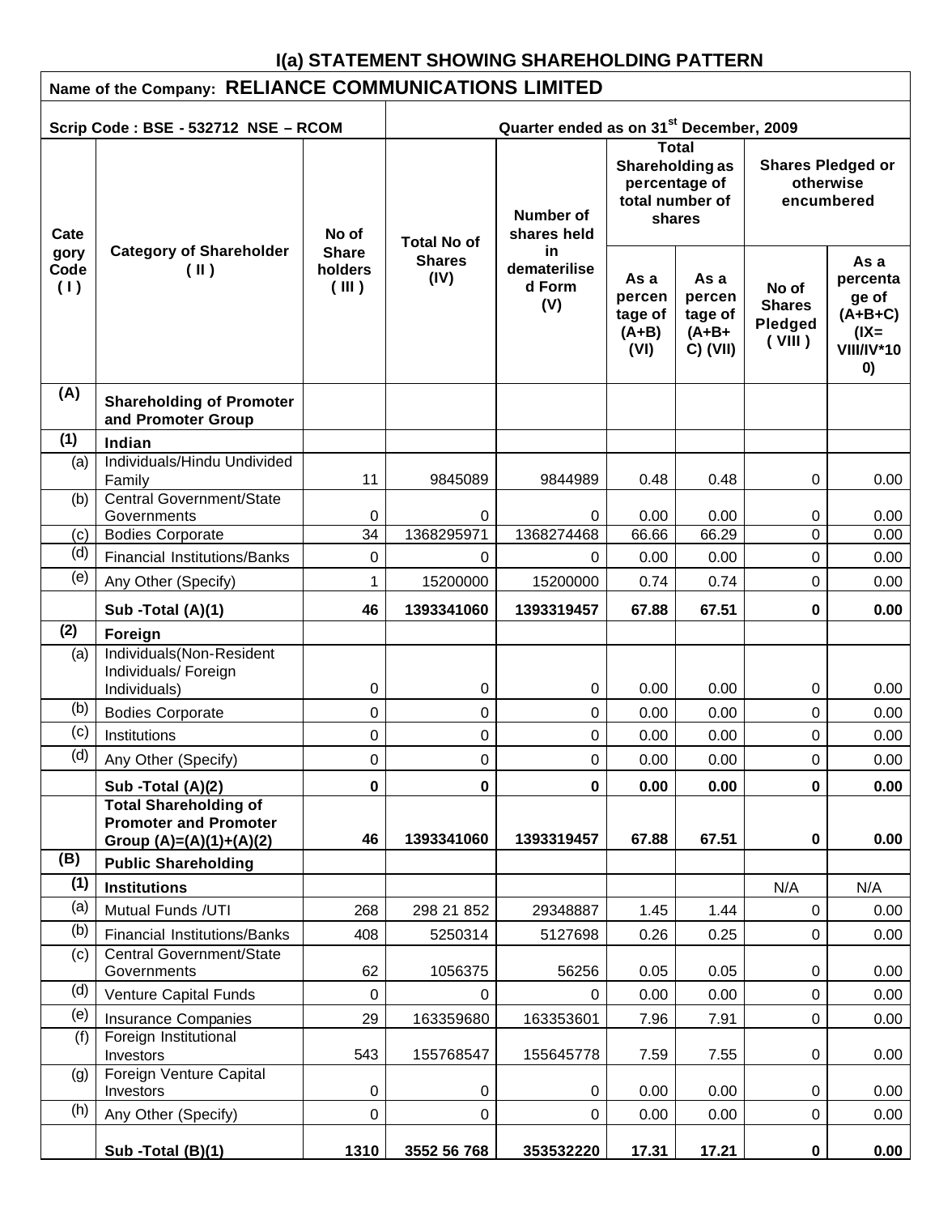# I(a) STATEMENT SHOWING SHAREHOLDING PATTERN

**Name of the Company: RELIANCE COMMUNICATIONS LIMITED**

**Scrip Code : BSE - 532712 NSE – RCOM** | **Quarter ended as on 31st December, 2009**

| Category Code (I) | Category of Shareholder (II) | No of Share holders (III) | Total No of Shares (IV) | Number of shares held in dematerilised Form (V) | Total Shareholding as percentage of total number of shares | | Shares Pledged or otherwise encumbered | |
|---|---|---|---|---|---|---|---|---|
| | | | | | As a percentage of (A+B) (VI) | As a percentage of (A+B+C) (VII) | No of Shares Pledged (VIII) | As a percentage of (A+B+C) (IX= VIII/IV*100) |
| **(A)** | **Shareholding of Promoter and Promoter Group** | | | | | | | |
| **(1)** | **Indian** | | | | | | | |
| (a) | Individuals/Hindu Undivided Family | 11 | 9845089 | 9844989 | 0.48 | 0.48 | 0 | 0.00 |
| (b) | Central Government/State Governments | 0 | 0 | 0 | 0.00 | 0.00 | 0 | 0.00 |
| (c) | Bodies Corporate | 34 | 1368295971 | 1368274468 | 66.66 | 66.29 | 0 | 0.00 |
| (d) | Financial Institutions/Banks | 0 | 0 | 0 | 0.00 | 0.00 | 0 | 0.00 |
| (e) | Any Other (Specify) | 1 | 15200000 | 15200000 | 0.74 | 0.74 | 0 | 0.00 |
| | **Sub -Total (A)(1)** | **46** | **1393341060** | **1393319457** | **67.88** | **67.51** | **0** | **0.00** |
| **(2)** | **Foreign** | | | | | | | |
| (a) | Individuals(Non-Resident Individuals/ Foreign Individuals) | 0 | 0 | 0 | 0.00 | 0.00 | 0 | 0.00 |
| (b) | Bodies Corporate | 0 | 0 | 0 | 0.00 | 0.00 | 0 | 0.00 |
| (c) | Institutions | 0 | 0 | 0 | 0.00 | 0.00 | 0 | 0.00 |
| (d) | Any Other (Specify) | 0 | 0 | 0 | 0.00 | 0.00 | 0 | 0.00 |
| | **Sub -Total (A)(2)** | **0** | **0** | **0** | **0.00** | **0.00** | **0** | **0.00** |
| | **Total Shareholding of Promoter and Promoter Group (A)=(A)(1)+(A)(2)** | **46** | **1393341060** | **1393319457** | **67.88** | **67.51** | **0** | **0.00** |
| **(B)** | **Public Shareholding** | | | | | | | |
| **(1)** | **Institutions** | | | | | | N/A | N/A |
| (a) | Mutual Funds /UTI | 268 | 298 21 852 | 29348887 | 1.45 | 1.44 | 0 | 0.00 |
| (b) | Financial Institutions/Banks | 408 | 5250314 | 5127698 | 0.26 | 0.25 | 0 | 0.00 |
| (c) | Central Government/State Governments | 62 | 1056375 | 56256 | 0.05 | 0.05 | 0 | 0.00 |
| (d) | Venture Capital Funds | 0 | 0 | 0 | 0.00 | 0.00 | 0 | 0.00 |
| (e) | Insurance Companies | 29 | 163359680 | 163353601 | 7.96 | 7.91 | 0 | 0.00 |
| (f) | Foreign Institutional Investors | 543 | 155768547 | 155645778 | 7.59 | 7.55 | 0 | 0.00 |
| (g) | Foreign Venture Capital Investors | 0 | 0 | 0 | 0.00 | 0.00 | 0 | 0.00 |
| (h) | Any Other (Specify) | 0 | 0 | 0 | 0.00 | 0.00 | 0 | 0.00 |
| | **Sub -Total (B)(1)** | **1310** | **3552 56 768** | **353532220** | **17.31** | **17.21** | **0** | **0.00** |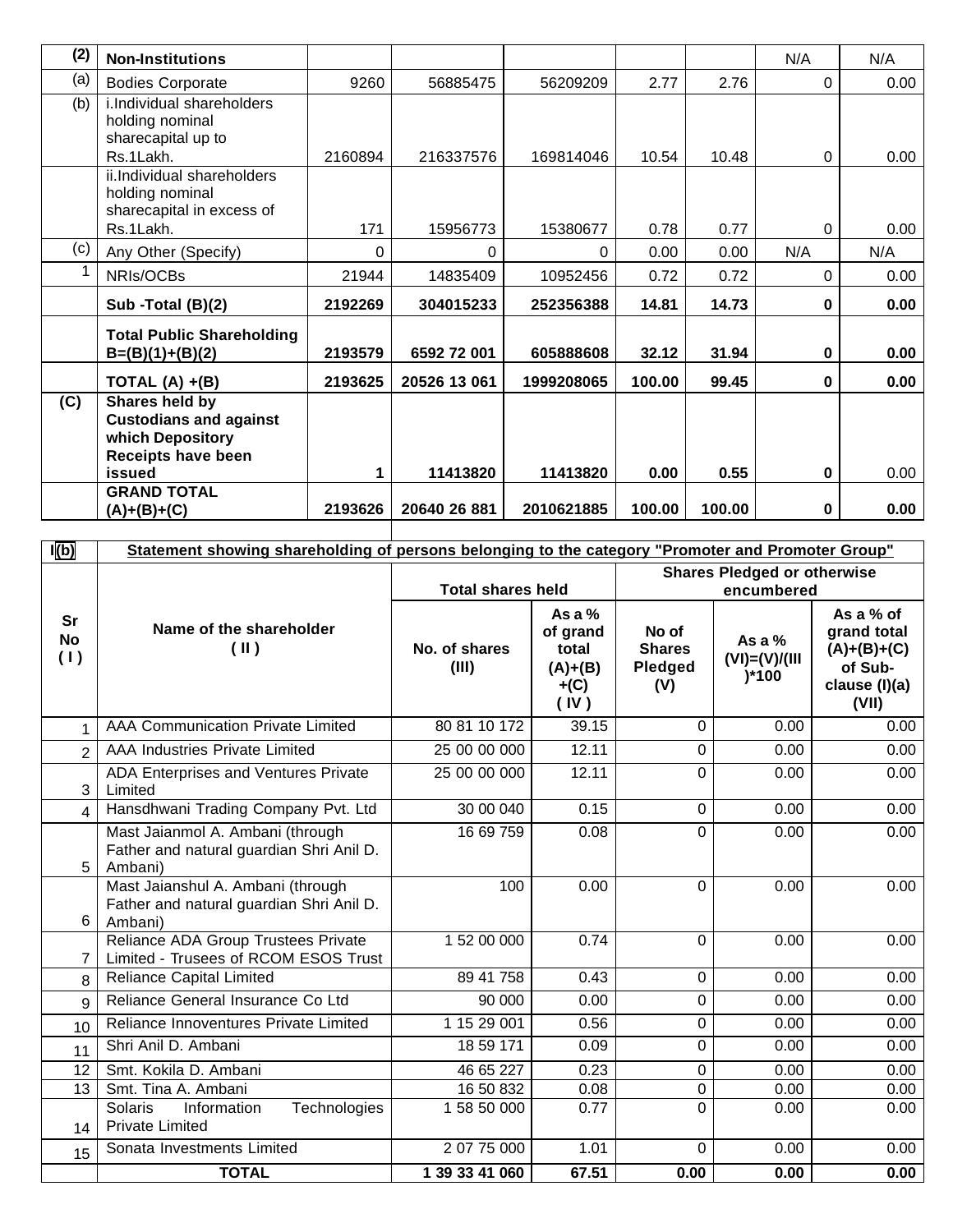| (2) | Non-Institutions | | | | | | N/A | N/A |
|---|---|---|---|---|---|---|---|---|
| (a) | Bodies Corporate | 9260 | 56885475 | 56209209 | 2.77 | 2.76 | 0 | 0.00 |
| (b) | i.Individual shareholders holding nominal sharecapital up to Rs.1Lakh. | 2160894 | 216337576 | 169814046 | 10.54 | 10.48 | 0 | 0.00 |
| | ii.Individual shareholders holding nominal sharecapital in excess of Rs.1Lakh. | 171 | 15956773 | 15380677 | 0.78 | 0.77 | 0 | 0.00 |
| (c) | Any Other (Specify) | 0 | 0 | 0 | 0.00 | 0.00 | N/A | N/A |
| 1 | NRIs/OCBs | 21944 | 14835409 | 10952456 | 0.72 | 0.72 | 0 | 0.00 |
| | **Sub -Total (B)(2)** | **2192269** | **304015233** | **252356388** | **14.81** | **14.73** | **0** | **0.00** |
| | **Total Public Shareholding B=(B)(1)+(B)(2)** | **2193579** | **6592 72 001** | **605888608** | **32.12** | **31.94** | **0** | **0.00** |
| | **TOTAL (A) +(B)** | **2193625** | **20526 13 061** | **1999208065** | **100.00** | **99.45** | **0** | **0.00** |
| **(C)** | **Shares held by Custodians and against which Depository Receipts have been issued** | **1** | **11413820** | **11413820** | **0.00** | **0.55** | **0** | 0.00 |
| | **GRAND TOTAL (A)+(B)+(C)** | **2193626** | **20640 26 881** | **2010621885** | **100.00** | **100.00** | **0** | **0.00** |

**I(b) Statement showing shareholding of persons belonging to the category "Promoter and Promoter Group"**

| Sr No (I) | Name of the shareholder (II) | Total shares held | | Shares Pledged or otherwise encumbered | | |
|---|---|---|---|---|---|---|
| | | No. of shares (III) | As a % of grand total (A)+(B)+(C) (IV) | No of Shares Pledged (V) | As a % (VI)=(V)/(III)*100 | As a % of grand total (A)+(B)+(C) of Sub-clause (I)(a) (VII) |
| 1 | AAA Communication Private Limited | 80 81 10 172 | 39.15 | 0 | 0.00 | 0.00 |
| 2 | AAA Industries Private Limited | 25 00 00 000 | 12.11 | 0 | 0.00 | 0.00 |
| 3 | ADA Enterprises and Ventures Private Limited | 25 00 00 000 | 12.11 | 0 | 0.00 | 0.00 |
| 4 | Hansdhwani Trading Company Pvt. Ltd | 30 00 040 | 0.15 | 0 | 0.00 | 0.00 |
| 5 | Mast Jaianmol A. Ambani (through Father and natural guardian Shri Anil D. Ambani) | 16 69 759 | 0.08 | 0 | 0.00 | 0.00 |
| 6 | Mast Jaianshul A. Ambani (through Father and natural guardian Shri Anil D. Ambani) | 100 | 0.00 | 0 | 0.00 | 0.00 |
| 7 | Reliance ADA Group Trustees Private Limited - Trusees of RCOM ESOS Trust | 1 52 00 000 | 0.74 | 0 | 0.00 | 0.00 |
| 8 | Reliance Capital Limited | 89 41 758 | 0.43 | 0 | 0.00 | 0.00 |
| 9 | Reliance General Insurance Co Ltd | 90 000 | 0.00 | 0 | 0.00 | 0.00 |
| 10 | Reliance Innoventures Private Limited | 1 15 29 001 | 0.56 | 0 | 0.00 | 0.00 |
| 11 | Shri Anil D. Ambani | 18 59 171 | 0.09 | 0 | 0.00 | 0.00 |
| 12 | Smt. Kokila D. Ambani | 46 65 227 | 0.23 | 0 | 0.00 | 0.00 |
| 13 | Smt. Tina A. Ambani | 16 50 832 | 0.08 | 0 | 0.00 | 0.00 |
| 14 | Solaris Information Technologies Private Limited | 1 58 50 000 | 0.77 | 0 | 0.00 | 0.00 |
| 15 | Sonata Investments Limited | 2 07 75 000 | 1.01 | 0 | 0.00 | 0.00 |
| | **TOTAL** | **1 39 33 41 060** | **67.51** | **0.00** | **0.00** | **0.00** |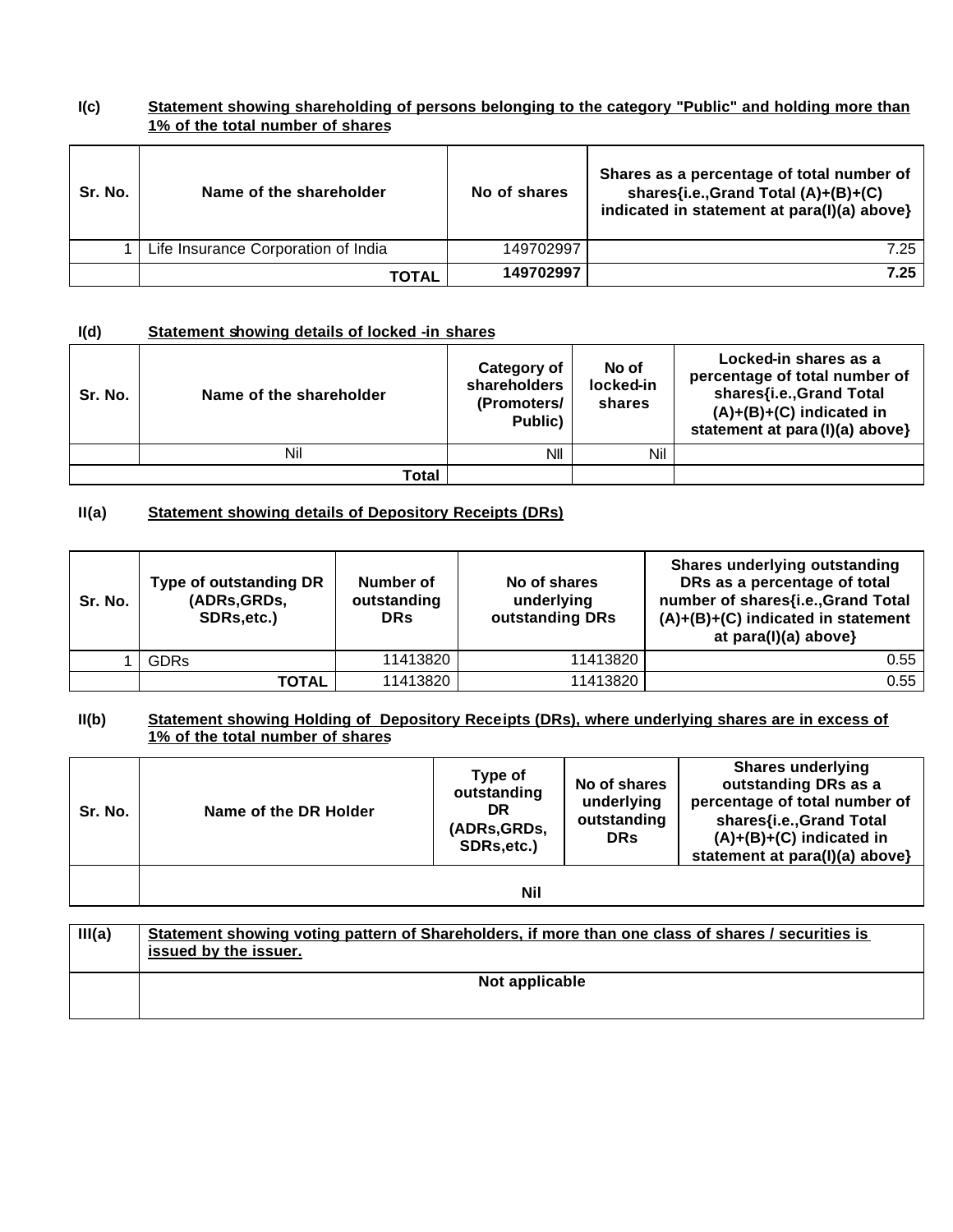**I(c)** **Statement showing shareholding of persons belonging to the category "Public" and holding more than 1% of the total number of shares**

| Sr. No. | Name of the shareholder | No of shares | Shares as a percentage of total number of shares{i.e.,Grand Total (A)+(B)+(C) indicated in statement at para(I)(a) above} |
|---|---|---|---|
| 1 | Life Insurance Corporation of India | 149702997 | 7.25 |
| | **TOTAL** | **149702997** | **7.25** |

**I(d)** **Statement showing details of locked -in shares**

| Sr. No. | Name of the shareholder | Category of shareholders (Promoters/ Public) | No of locked-in shares | Locked-in shares as a percentage of total number of shares{i.e.,Grand Total (A)+(B)+(C) indicated in statement at para (I)(a) above} |
|---|---|---|---|---|
| | Nil | NIl | Nil | |
| | **Total** | | | |

**II(a)** **Statement showing details of Depository Receipts (DRs)**

| Sr. No. | Type of outstanding DR (ADRs,GRDs, SDRs,etc.) | Number of outstanding DRs | No of shares underlying outstanding DRs | Shares underlying outstanding DRs as a percentage of total number of shares{i.e.,Grand Total (A)+(B)+(C) indicated in statement at para(I)(a) above} |
|---|---|---|---|---|
| 1 | GDRs | 11413820 | 11413820 | 0.55 |
| | **TOTAL** | 11413820 | 11413820 | 0.55 |

**II(b)** **Statement showing Holding of Depository Receipts (DRs), where underlying shares are in excess of 1% of the total number of shares**

| Sr. No. | Name of the DR Holder | Type of outstanding DR (ADRs,GRDs, SDRs,etc.) | No of shares underlying outstanding DRs | Shares underlying outstanding DRs as a percentage of total number of shares{i.e.,Grand Total (A)+(B)+(C) indicated in statement at para(I)(a) above} |
|---|---|---|---|---|
| | **Nil** | | | |

| | |
|---|---|
| **III(a)** | **Statement showing voting pattern of Shareholders, if more than one class of shares / securities is issued by the issuer.** |
| | **Not applicable** |